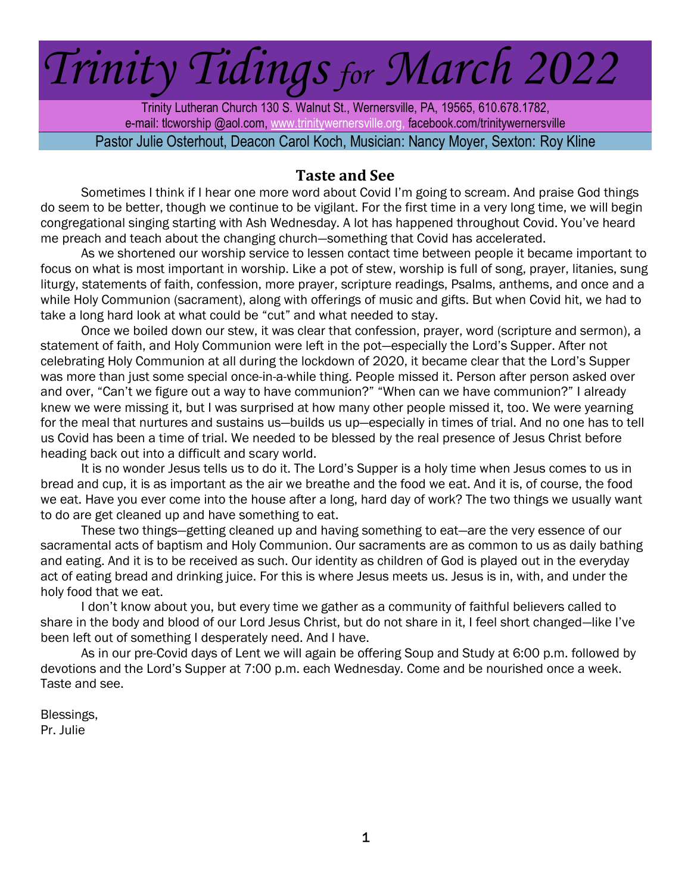# Trinity Tidings for March 2022

Trinity Lutheran Church 130 S. Walnut St., Wernersville, PA, 19565, 610.678.1782,
e-mail: tlcworship @aol.com, www.trinitywernersville.org, facebook.com/trinitywernersville

Pastor Julie Osterhout, Deacon Carol Koch, Musician: Nancy Moyer, Sexton: Roy Kline

## Taste and See

Sometimes I think if I hear one more word about Covid I'm going to scream. And praise God things do seem to be better, though we continue to be vigilant. For the first time in a very long time, we will begin congregational singing starting with Ash Wednesday. A lot has happened throughout Covid. You've heard me preach and teach about the changing church—something that Covid has accelerated.

As we shortened our worship service to lessen contact time between people it became important to focus on what is most important in worship. Like a pot of stew, worship is full of song, prayer, litanies, sung liturgy, statements of faith, confession, more prayer, scripture readings, Psalms, anthems, and once and a while Holy Communion (sacrament), along with offerings of music and gifts. But when Covid hit, we had to take a long hard look at what could be "cut" and what needed to stay.

Once we boiled down our stew, it was clear that confession, prayer, word (scripture and sermon), a statement of faith, and Holy Communion were left in the pot—especially the Lord's Supper. After not celebrating Holy Communion at all during the lockdown of 2020, it became clear that the Lord's Supper was more than just some special once-in-a-while thing. People missed it. Person after person asked over and over, "Can't we figure out a way to have communion?" "When can we have communion?" I already knew we were missing it, but I was surprised at how many other people missed it, too. We were yearning for the meal that nurtures and sustains us—builds us up—especially in times of trial. And no one has to tell us Covid has been a time of trial. We needed to be blessed by the real presence of Jesus Christ before heading back out into a difficult and scary world.

It is no wonder Jesus tells us to do it. The Lord's Supper is a holy time when Jesus comes to us in bread and cup, it is as important as the air we breathe and the food we eat. And it is, of course, the food we eat. Have you ever come into the house after a long, hard day of work? The two things we usually want to do are get cleaned up and have something to eat.

These two things—getting cleaned up and having something to eat—are the very essence of our sacramental acts of baptism and Holy Communion. Our sacraments are as common to us as daily bathing and eating. And it is to be received as such. Our identity as children of God is played out in the everyday act of eating bread and drinking juice. For this is where Jesus meets us. Jesus is in, with, and under the holy food that we eat.

I don't know about you, but every time we gather as a community of faithful believers called to share in the body and blood of our Lord Jesus Christ, but do not share in it, I feel short changed—like I've been left out of something I desperately need. And I have.

As in our pre-Covid days of Lent we will again be offering Soup and Study at 6:00 p.m. followed by devotions and the Lord's Supper at 7:00 p.m. each Wednesday. Come and be nourished once a week. Taste and see.

Blessings,
Pr. Julie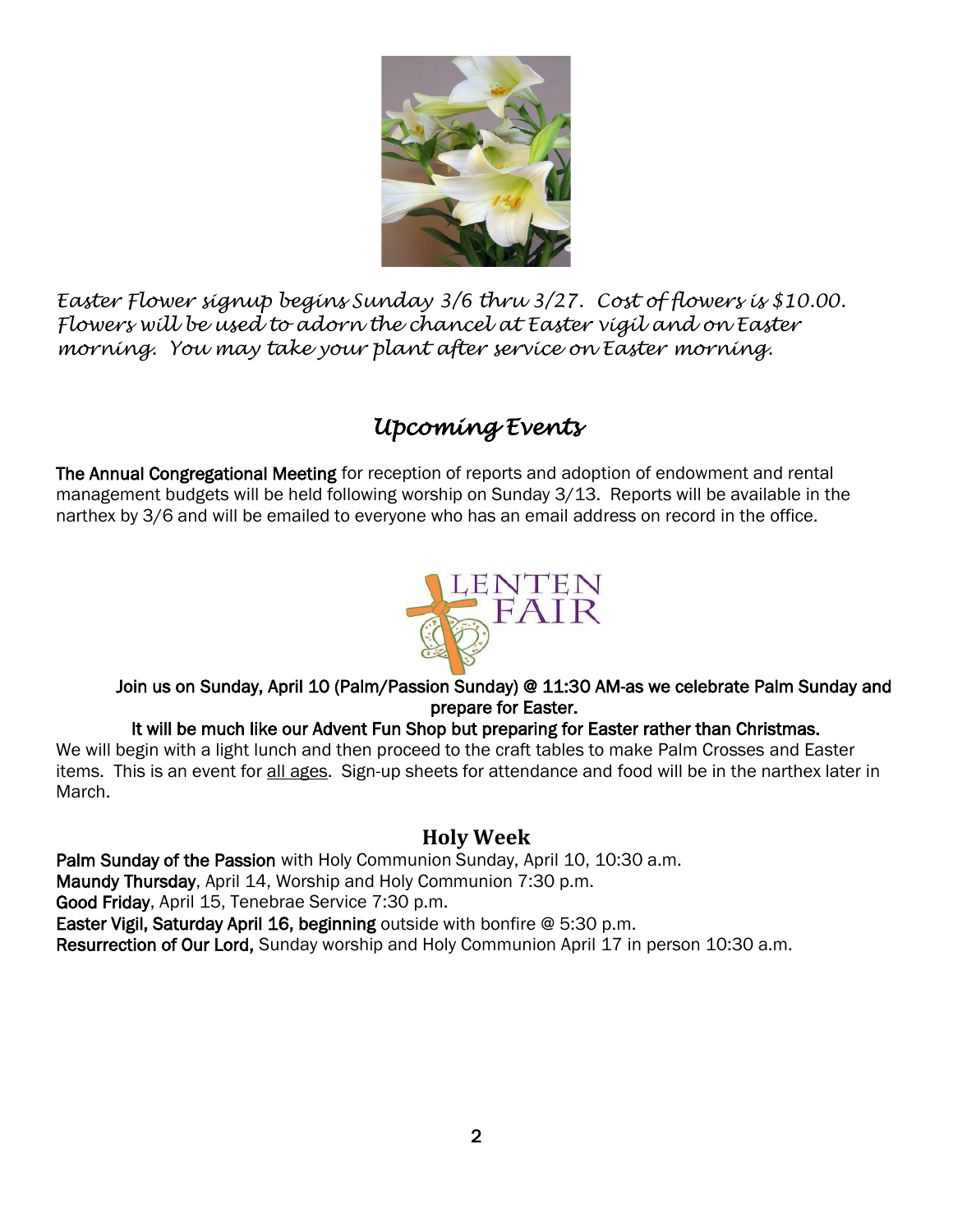*Easter Flower signup begins Sunday 3/6 thru 3/27. Cost of flowers is $10.00. Flowers will be used to adorn the chancel at Easter vigil and on Easter morning. You may take your plant after service on Easter morning.*

## *Upcoming Events*

**The Annual Congregational Meeting** for reception of reports and adoption of endowment and rental management budgets will be held following worship on Sunday 3/13. Reports will be available in the narthex by 3/6 and will be emailed to everyone who has an email address on record in the office.

LENTEN FAIR

**Join us on Sunday, April 10 (Palm/Passion Sunday) @ 11:30 AM-as we celebrate Palm Sunday and prepare for Easter.**

**It will be much like our Advent Fun Shop but preparing for Easter rather than Christmas.**

We will begin with a light lunch and then proceed to the craft tables to make Palm Crosses and Easter items. This is an event for all ages. Sign-up sheets for attendance and food will be in the narthex later in March.

### Holy Week

**Palm Sunday of the Passion** with Holy Communion Sunday, April 10, 10:30 a.m.
**Maundy Thursday**, April 14, Worship and Holy Communion 7:30 p.m.
**Good Friday**, April 15, Tenebrae Service 7:30 p.m.
**Easter Vigil, Saturday April 16, beginning** outside with bonfire @ 5:30 p.m.
**Resurrection of Our Lord,** Sunday worship and Holy Communion April 17 in person 10:30 a.m.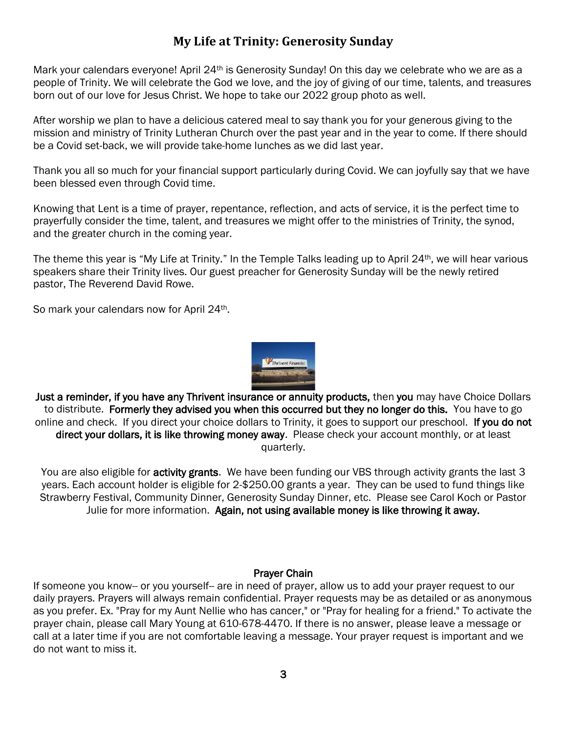## My Life at Trinity: Generosity Sunday

Mark your calendars everyone! April 24th is Generosity Sunday! On this day we celebrate who we are as a people of Trinity. We will celebrate the God we love, and the joy of giving of our time, talents, and treasures born out of our love for Jesus Christ. We hope to take our 2022 group photo as well.

After worship we plan to have a delicious catered meal to say thank you for your generous giving to the mission and ministry of Trinity Lutheran Church over the past year and in the year to come. If there should be a Covid set-back, we will provide take-home lunches as we did last year.

Thank you all so much for your financial support particularly during Covid. We can joyfully say that we have been blessed even through Covid time.

Knowing that Lent is a time of prayer, repentance, reflection, and acts of service, it is the perfect time to prayerfully consider the time, talent, and treasures we might offer to the ministries of Trinity, the synod, and the greater church in the coming year.

The theme this year is "My Life at Trinity." In the Temple Talks leading up to April 24th, we will hear various speakers share their Trinity lives. Our guest preacher for Generosity Sunday will be the newly retired pastor, The Reverend David Rowe.

So mark your calendars now for April 24th.

**Just a reminder, if you have any Thrivent insurance or annuity products,** then **you** may have Choice Dollars to distribute. **Formerly they advised you when this occurred but they no longer do this.** You have to go online and check. If you direct your choice dollars to Trinity, it goes to support our preschool. **If you do not direct your dollars, it is like throwing money away**. Please check your account monthly, or at least quarterly.

You are also eligible for **activity grants**. We have been funding our VBS through activity grants the last 3 years. Each account holder is eligible for 2-$250.00 grants a year. They can be used to fund things like Strawberry Festival, Community Dinner, Generosity Sunday Dinner, etc. Please see Carol Koch or Pastor Julie for more information. **Again, not using available money is like throwing it away.**

### Prayer Chain

If someone you know-- or you yourself-- are in need of prayer, allow us to add your prayer request to our daily prayers. Prayers will always remain confidential. Prayer requests may be as detailed or as anonymous as you prefer. Ex. "Pray for my Aunt Nellie who has cancer," or "Pray for healing for a friend." To activate the prayer chain, please call Mary Young at 610-678-4470. If there is no answer, please leave a message or call at a later time if you are not comfortable leaving a message. Your prayer request is important and we do not want to miss it.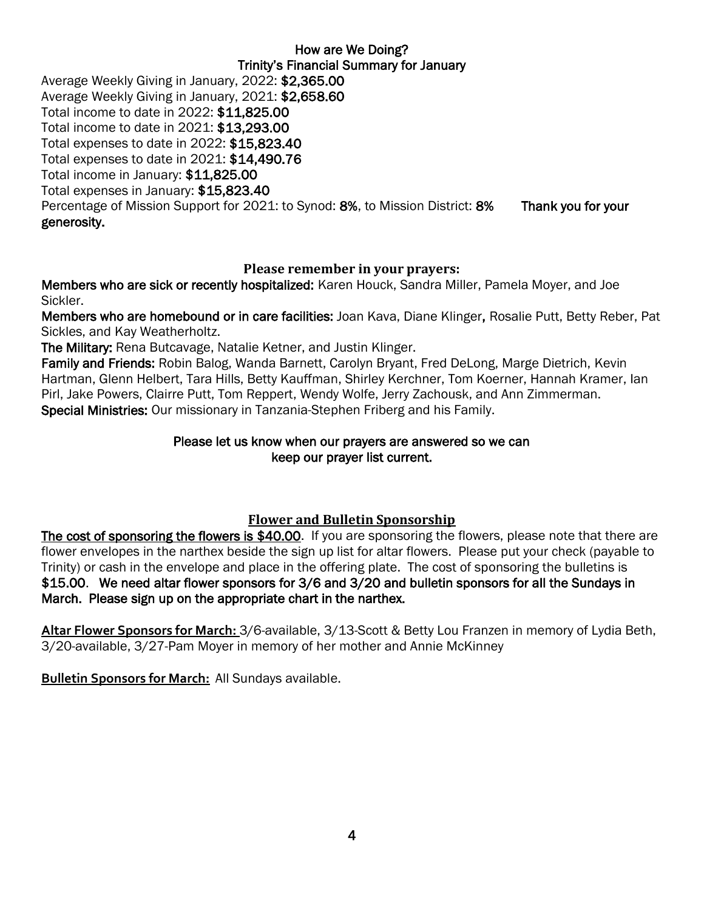## How are We Doing?
## Trinity's Financial Summary for January

Average Weekly Giving in January, 2022: **$2,365.00**
Average Weekly Giving in January, 2021: **$2,658.60**
Total income to date in 2022: **$11,825.00**
Total income to date in 2021: **$13,293.00**
Total expenses to date in 2022: **$15,823.40**
Total expenses to date in 2021: **$14,490.76**
Total income in January: **$11,825.00**
Total expenses in January: **$15,823.40**
Percentage of Mission Support for 2021: to Synod: **8%**, to Mission District: **8%** **Thank you for your generosity.**

## Please remember in your prayers:

**Members who are sick or recently hospitalized:** Karen Houck, Sandra Miller, Pamela Moyer, and Joe Sickler.

**Members who are homebound or in care facilities:** Joan Kava, Diane Klinger**,** Rosalie Putt, Betty Reber, Pat Sickles, and Kay Weatherholtz.

**The Military:** Rena Butcavage, Natalie Ketner, and Justin Klinger.

**Family and Friends:** Robin Balog, Wanda Barnett, Carolyn Bryant, Fred DeLong, Marge Dietrich, Kevin Hartman, Glenn Helbert, Tara Hills, Betty Kauffman, Shirley Kerchner, Tom Koerner, Hannah Kramer, Ian Pirl, Jake Powers, Clairre Putt, Tom Reppert, Wendy Wolfe, Jerry Zachousk, and Ann Zimmerman.

**Special Ministries:** Our missionary in Tanzania-Stephen Friberg and his Family.

**Please let us know when our prayers are answered so we can keep our prayer list current.**

## Flower and Bulletin Sponsorship

**The cost of sponsoring the flowers is $40.00**. If you are sponsoring the flowers, please note that there are flower envelopes in the narthex beside the sign up list for altar flowers. Please put your check (payable to Trinity) or cash in the envelope and place in the offering plate. The cost of sponsoring the bulletins is **$15.00**. **We need altar flower sponsors for 3/6 and 3/20 and bulletin sponsors for all the Sundays in March. Please sign up on the appropriate chart in the narthex.**

**Altar Flower Sponsors for March:** 3/6-available, 3/13-Scott & Betty Lou Franzen in memory of Lydia Beth, 3/20-available, 3/27-Pam Moyer in memory of her mother and Annie McKinney

**Bulletin Sponsors for March:** All Sundays available.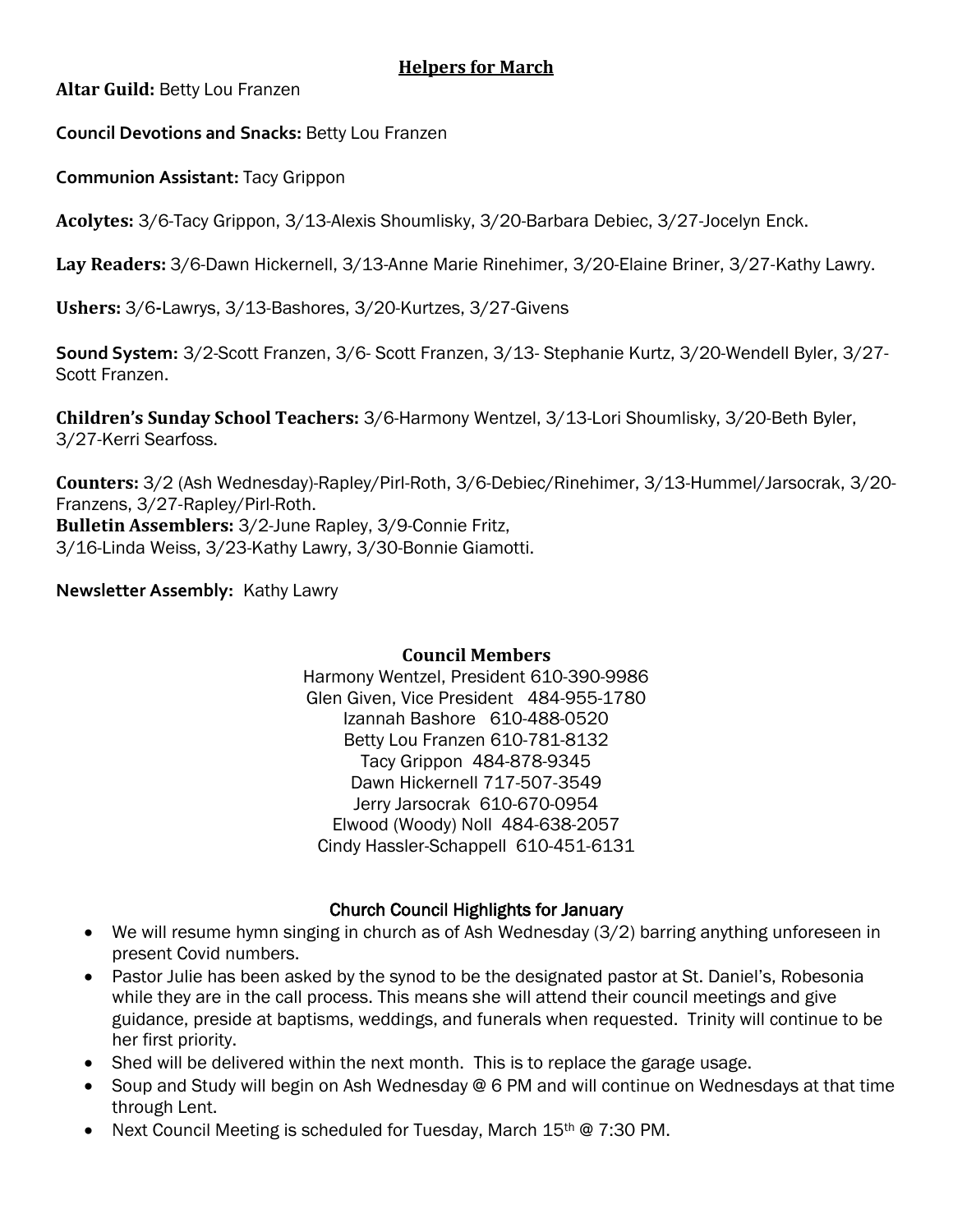## Helpers for March

**Altar Guild:** Betty Lou Franzen

**Council Devotions and Snacks:** Betty Lou Franzen

**Communion Assistant:** Tacy Grippon

**Acolytes:** 3/6-Tacy Grippon, 3/13-Alexis Shoumlisky, 3/20-Barbara Debiec, 3/27-Jocelyn Enck.

**Lay Readers:** 3/6-Dawn Hickernell, 3/13-Anne Marie Rinehimer, 3/20-Elaine Briner, 3/27-Kathy Lawry.

**Ushers:** 3/6-Lawrys, 3/13-Bashores, 3/20-Kurtzes, 3/27-Givens

**Sound System:** 3/2-Scott Franzen, 3/6- Scott Franzen, 3/13- Stephanie Kurtz, 3/20-Wendell Byler, 3/27-Scott Franzen.

**Children's Sunday School Teachers:** 3/6-Harmony Wentzel, 3/13-Lori Shoumlisky, 3/20-Beth Byler, 3/27-Kerri Searfoss.

**Counters:** 3/2 (Ash Wednesday)-Rapley/Pirl-Roth, 3/6-Debiec/Rinehimer, 3/13-Hummel/Jarsocrak, 3/20-Franzens, 3/27-Rapley/Pirl-Roth.
**Bulletin Assemblers:** 3/2-June Rapley, 3/9-Connie Fritz,
3/16-Linda Weiss, 3/23-Kathy Lawry, 3/30-Bonnie Giamotti.

**Newsletter Assembly:** Kathy Lawry

### Council Members

Harmony Wentzel, President 610-390-9986
Glen Given, Vice President 484-955-1780
Izannah Bashore 610-488-0520
Betty Lou Franzen 610-781-8132
Tacy Grippon 484-878-9345
Dawn Hickernell 717-507-3549
Jerry Jarsocrak 610-670-0954
Elwood (Woody) Noll 484-638-2057
Cindy Hassler-Schappell 610-451-6131

### Church Council Highlights for January

- We will resume hymn singing in church as of Ash Wednesday (3/2) barring anything unforeseen in present Covid numbers.
- Pastor Julie has been asked by the synod to be the designated pastor at St. Daniel's, Robesonia while they are in the call process. This means she will attend their council meetings and give guidance, preside at baptisms, weddings, and funerals when requested. Trinity will continue to be her first priority.
- Shed will be delivered within the next month. This is to replace the garage usage.
- Soup and Study will begin on Ash Wednesday @ 6 PM and will continue on Wednesdays at that time through Lent.
- Next Council Meeting is scheduled for Tuesday, March 15th @ 7:30 PM.